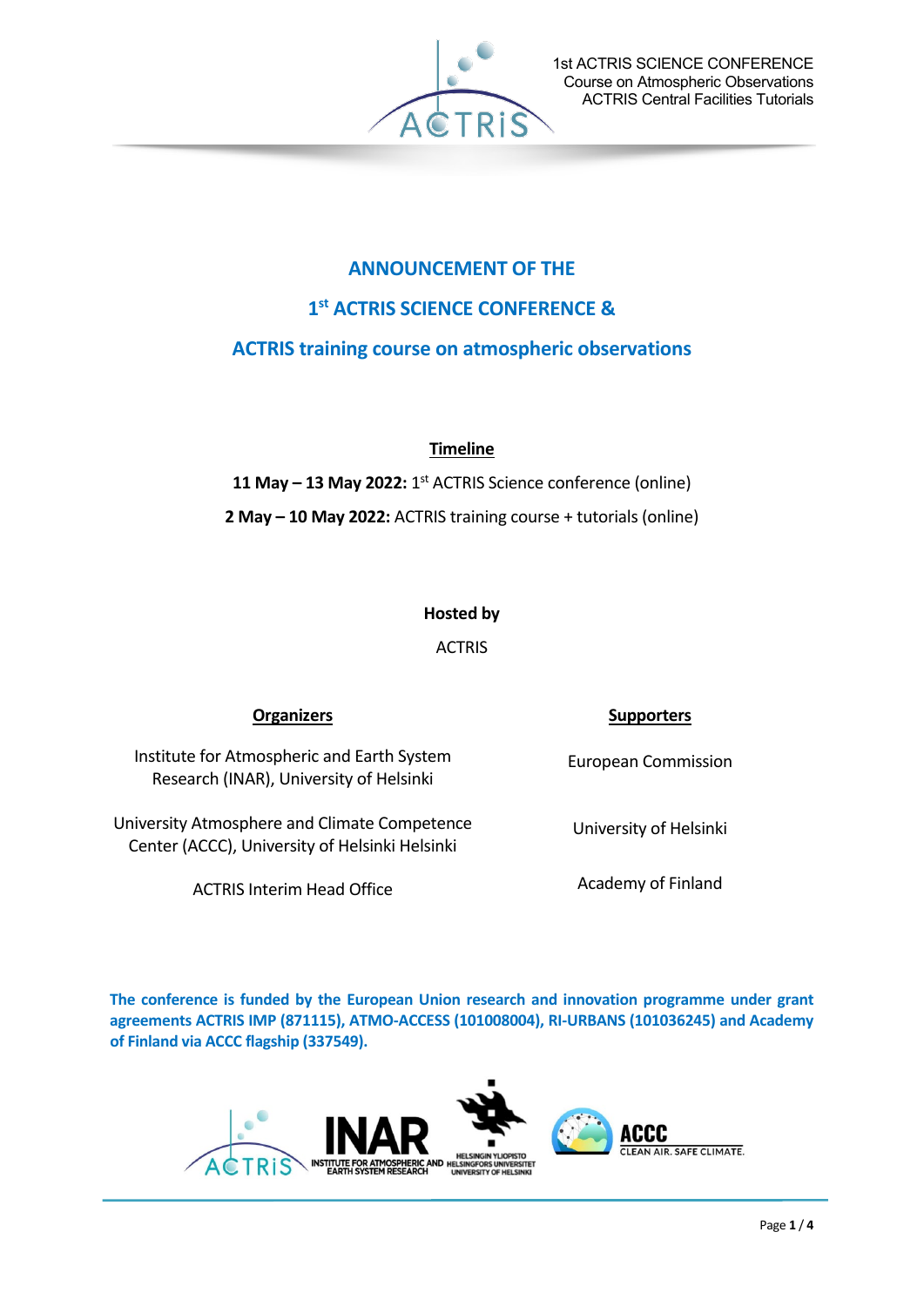# ANNOUNCEMENT OF THE

# 1st ACTRIS SCIENCE CONFERENCE &

# ACTRIS training course on atmospheric observations

**Timeline**

**11 May – 13 May 2022:** 1st ACTRIS Science conference (online)

**2 May – 10 May 2022:** ACTRIS training course + tutorials (online)

**Hosted by**

ACTRIS

**Organizers**

Institute for Atmospheric and Earth System Research (INAR), University of Helsinki

University Atmosphere and Climate Competence Center (ACCC), University of Helsinki Helsinki

ACTRIS Interim Head Office

**Supporters**

European Commission

University of Helsinki

Academy of Finland

**The conference is funded by the European Union research and innovation programme under grant agreements ACTRIS IMP (871115), ATMO-ACCESS (101008004), RI-URBANS (101036245) and Academy of Finland via ACCC flagship (337549).**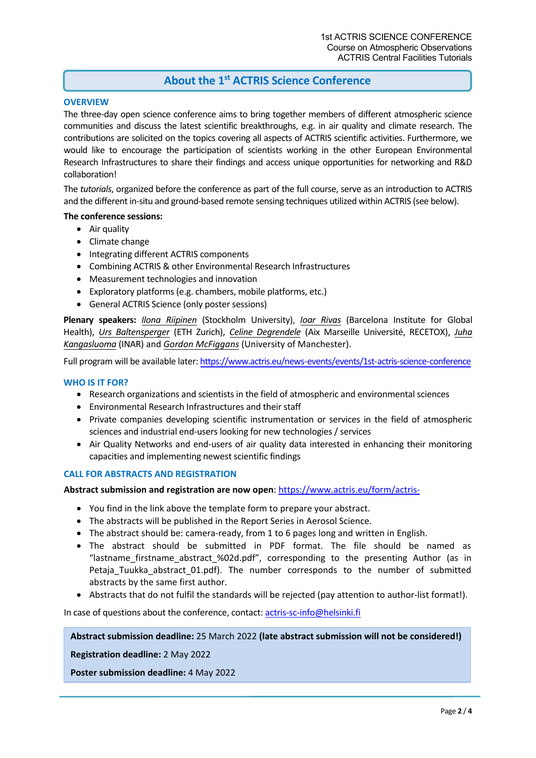## About the 1st ACTRIS Science Conference

### OVERVIEW

The three-day open science conference aims to bring together members of different atmospheric science communities and discuss the latest scientific breakthroughs, e.g. in air quality and climate research. The contributions are solicited on the topics covering all aspects of ACTRIS scientific activities. Furthermore, we would like to encourage the participation of scientists working in the other European Environmental Research Infrastructures to share their findings and access unique opportunities for networking and R&D collaboration!

The *tutorials*, organized before the conference as part of the full course, serve as an introduction to ACTRIS and the different in-situ and ground-based remote sensing techniques utilized within ACTRIS (see below).

**The conference sessions:**

- Air quality
- Climate change
- Integrating different ACTRIS components
- Combining ACTRIS & other Environmental Research Infrastructures
- Measurement technologies and innovation
- Exploratory platforms (e.g. chambers, mobile platforms, etc.)
- General ACTRIS Science (only poster sessions)

**Plenary speakers:** *Ilona Riipinen* (Stockholm University), *Ioar Rivas* (Barcelona Institute for Global Health), *Urs Baltensperger* (ETH Zurich), *Celine Degrendele* (Aix Marseille Université, RECETOX), *Juha Kangasluoma* (INAR) and *Gordon McFiggans* (University of Manchester).

Full program will be available later: https://www.actris.eu/news-events/events/1st-actris-science-conference

### WHO IS IT FOR?

- Research organizations and scientists in the field of atmospheric and environmental sciences
- Environmental Research Infrastructures and their staff
- Private companies developing scientific instrumentation or services in the field of atmospheric sciences and industrial end-users looking for new technologies / services
- Air Quality Networks and end-users of air quality data interested in enhancing their monitoring capacities and implementing newest scientific findings

### CALL FOR ABSTRACTS AND REGISTRATION

**Abstract submission and registration are now open**: https://www.actris.eu/form/actris-

- You find in the link above the template form to prepare your abstract.
- The abstracts will be published in the Report Series in Aerosol Science.
- The abstract should be: camera-ready, from 1 to 6 pages long and written in English.
- The abstract should be submitted in PDF format. The file should be named as "lastname_firstname_abstract_%02d.pdf", corresponding to the presenting Author (as in Petaja_Tuukka_abstract_01.pdf). The number corresponds to the number of submitted abstracts by the same first author.
- Abstracts that do not fulfil the standards will be rejected (pay attention to author-list format!).

In case of questions about the conference, contact: actris-sc-info@helsinki.fi

**Abstract submission deadline:** 25 March 2022 **(late abstract submission will not be considered!)**

**Registration deadline:** 2 May 2022

**Poster submission deadline:** 4 May 2022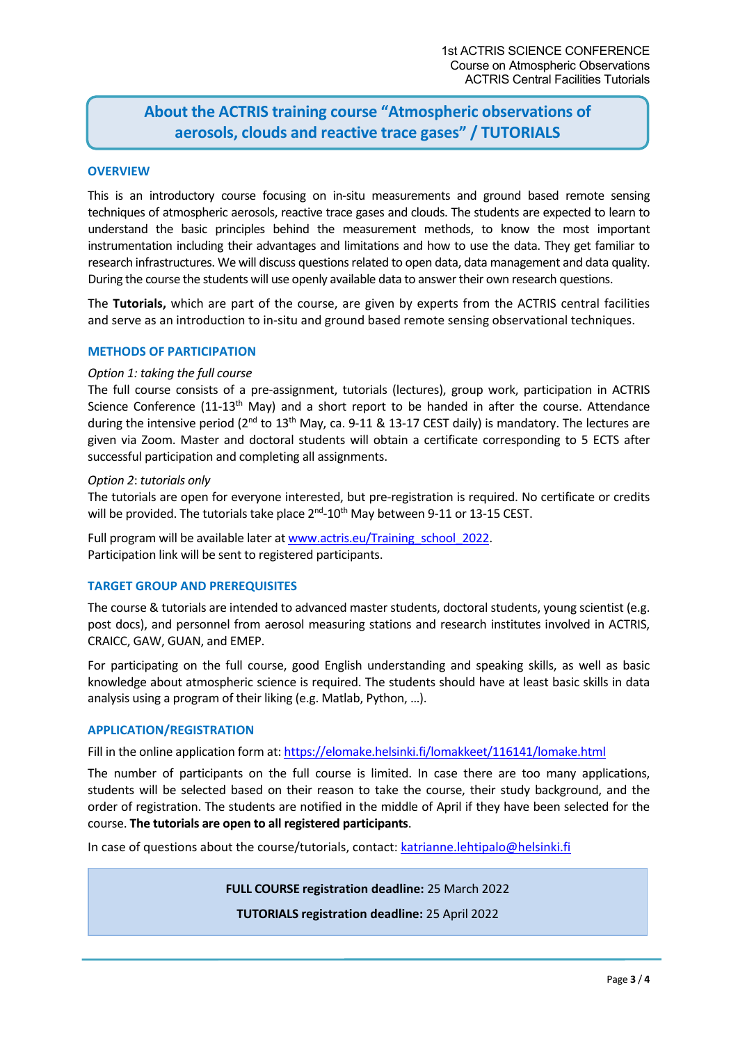# About the ACTRIS training course "Atmospheric observations of aerosols, clouds and reactive trace gases" / TUTORIALS

## OVERVIEW

This is an introductory course focusing on in-situ measurements and ground based remote sensing techniques of atmospheric aerosols, reactive trace gases and clouds. The students are expected to learn to understand the basic principles behind the measurement methods, to know the most important instrumentation including their advantages and limitations and how to use the data. They get familiar to research infrastructures. We will discuss questions related to open data, data management and data quality. During the course the students will use openly available data to answer their own research questions.

The **Tutorials,** which are part of the course, are given by experts from the ACTRIS central facilities and serve as an introduction to in-situ and ground based remote sensing observational techniques.

## METHODS OF PARTICIPATION

*Option 1: taking the full course*

The full course consists of a pre-assignment, tutorials (lectures), group work, participation in ACTRIS Science Conference (11-13th May) and a short report to be handed in after the course. Attendance during the intensive period (2nd to 13th May, ca. 9-11 & 13-17 CEST daily) is mandatory. The lectures are given via Zoom. Master and doctoral students will obtain a certificate corresponding to 5 ECTS after successful participation and completing all assignments.

*Option 2*: *tutorials only*

The tutorials are open for everyone interested, but pre-registration is required. No certificate or credits will be provided. The tutorials take place 2nd-10th May between 9-11 or 13-15 CEST.

Full program will be available later at [www.actris.eu/Training_school_2022](www.actris.eu/Training_school_2022).
Participation link will be sent to registered participants.

## TARGET GROUP AND PREREQUISITES

The course & tutorials are intended to advanced master students, doctoral students, young scientist (e.g. post docs), and personnel from aerosol measuring stations and research institutes involved in ACTRIS, CRAICC, GAW, GUAN, and EMEP.

For participating on the full course, good English understanding and speaking skills, as well as basic knowledge about atmospheric science is required. The students should have at least basic skills in data analysis using a program of their liking (e.g. Matlab, Python, …).

## APPLICATION/REGISTRATION

Fill in the online application form at: [https://elomake.helsinki.fi/lomakkeet/116141/lomake.html](https://elomake.helsinki.fi/lomakkeet/116141/lomake.html)

The number of participants on the full course is limited. In case there are too many applications, students will be selected based on their reason to take the course, their study background, and the order of registration. The students are notified in the middle of April if they have been selected for the course. **The tutorials are open to all registered participants**.

In case of questions about the course/tutorials, contact: [katrianne.lehtipalo@helsinki.fi](mailto:katrianne.lehtipalo@helsinki.fi)

**FULL COURSE registration deadline:** 25 March 2022

**TUTORIALS registration deadline:** 25 April 2022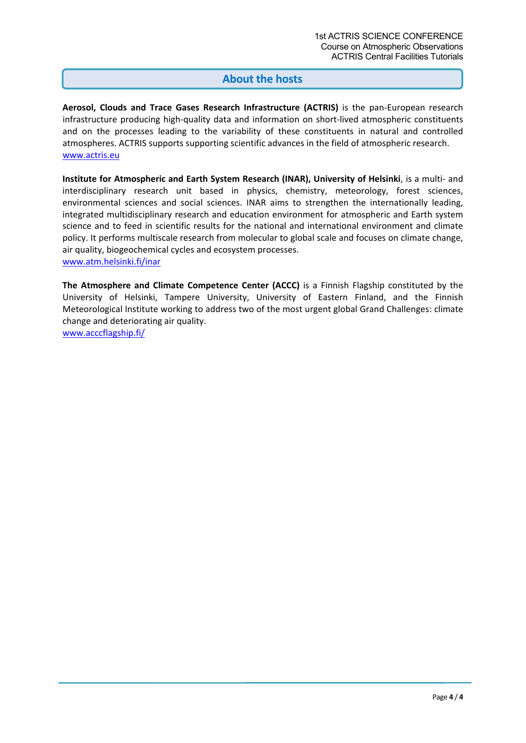## About the hosts

**Aerosol, Clouds and Trace Gases Research Infrastructure (ACTRIS)** is the pan-European research infrastructure producing high-quality data and information on short-lived atmospheric constituents and on the processes leading to the variability of these constituents in natural and controlled atmospheres. ACTRIS supports supporting scientific advances in the field of atmospheric research.
www.actris.eu

**Institute for Atmospheric and Earth System Research (INAR), University of Helsinki**, is a multi- and interdisciplinary research unit based in physics, chemistry, meteorology, forest sciences, environmental sciences and social sciences. INAR aims to strengthen the internationally leading, integrated multidisciplinary research and education environment for atmospheric and Earth system science and to feed in scientific results for the national and international environment and climate policy. It performs multiscale research from molecular to global scale and focuses on climate change, air quality, biogeochemical cycles and ecosystem processes.
www.atm.helsinki.fi/inar

**The Atmosphere and Climate Competence Center (ACCC)** is a Finnish Flagship constituted by the University of Helsinki, Tampere University, University of Eastern Finland, and the Finnish Meteorological Institute working to address two of the most urgent global Grand Challenges: climate change and deteriorating air quality.
www.acccflagship.fi/